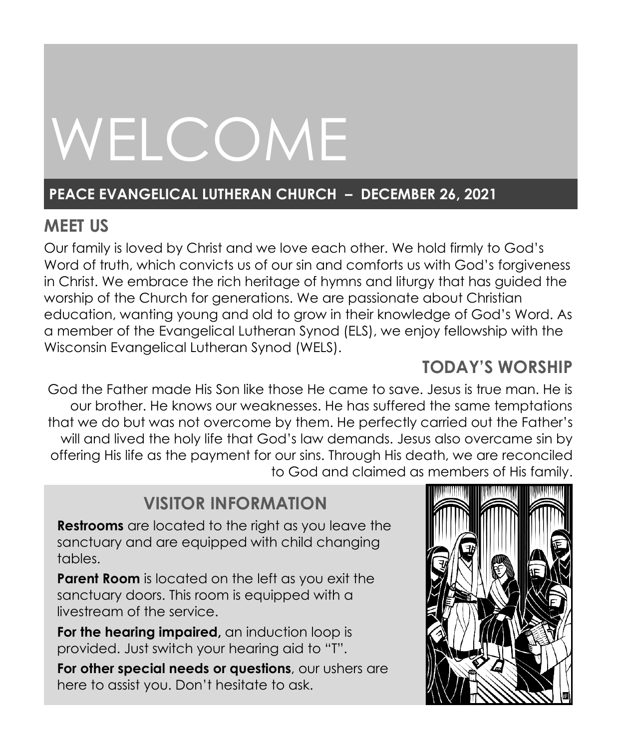# WELCOME

**PEACE EVANGELICAL LUTHERAN CHURCH – DECEMBER 26, 2021**

## MEET US

Our family is loved by Christ and we love each other. We hold firmly to God's Word of truth, which convicts us of our sin and comforts us with God's forgiveness in Christ. We embrace the rich heritage of hymns and liturgy that has guided the worship of the Church for generations. We are passionate about Christian education, wanting young and old to grow in their knowledge of God's Word. As a member of the Evangelical Lutheran Synod (ELS), we enjoy fellowship with the Wisconsin Evangelical Lutheran Synod (WELS).

## TODAY'S WORSHIP

God the Father made His Son like those He came to save. Jesus is true man. He is our brother. He knows our weaknesses. He has suffered the same temptations that we do but was not overcome by them. He perfectly carried out the Father's will and lived the holy life that God's law demands. Jesus also overcame sin by offering His life as the payment for our sins. Through His death, we are reconciled to God and claimed as members of His family.

## VISITOR INFORMATION

**Restrooms** are located to the right as you leave the sanctuary and are equipped with child changing tables.

**Parent Room** is located on the left as you exit the sanctuary doors. This room is equipped with a livestream of the service.

**For the hearing impaired,** an induction loop is provided. Just switch your hearing aid to "T".

**For other special needs or questions**, our ushers are here to assist you. Don't hesitate to ask.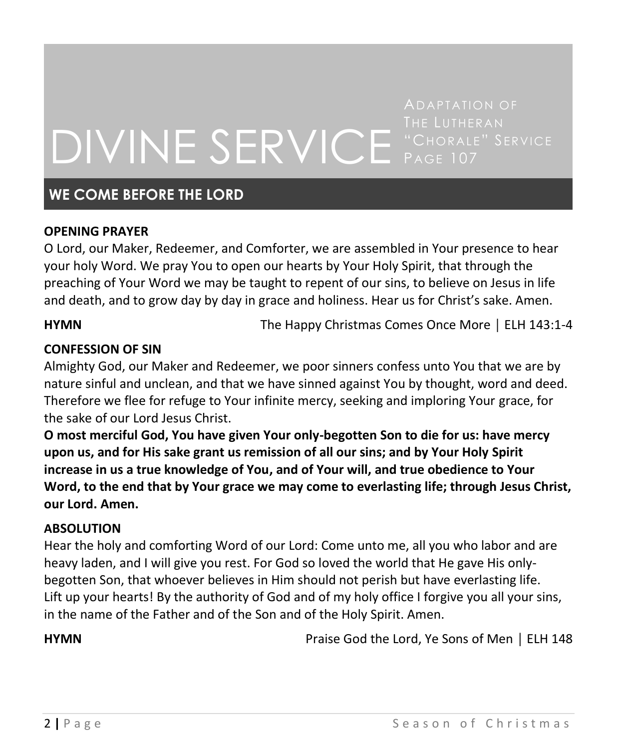# DIVINE SERVICE

ADAPTATION OF THE LUTHERAN "CHORALE" SERVICE PAGE 107

## WE COME BEFORE THE LORD

**OPENING PRAYER**

O Lord, our Maker, Redeemer, and Comforter, we are assembled in Your presence to hear your holy Word. We pray You to open our hearts by Your Holy Spirit, that through the preaching of Your Word we may be taught to repent of our sins, to believe on Jesus in life and death, and to grow day by day in grace and holiness. Hear us for Christ's sake. Amen.

**HYMN** The Happy Christmas Comes Once More | ELH 143:1-4

**CONFESSION OF SIN**

Almighty God, our Maker and Redeemer, we poor sinners confess unto You that we are by nature sinful and unclean, and that we have sinned against You by thought, word and deed. Therefore we flee for refuge to Your infinite mercy, seeking and imploring Your grace, for the sake of our Lord Jesus Christ.

**O most merciful God, You have given Your only-begotten Son to die for us: have mercy upon us, and for His sake grant us remission of all our sins; and by Your Holy Spirit increase in us a true knowledge of You, and of Your will, and true obedience to Your Word, to the end that by Your grace we may come to everlasting life; through Jesus Christ, our Lord. Amen.**

**ABSOLUTION**

Hear the holy and comforting Word of our Lord: Come unto me, all you who labor and are heavy laden, and I will give you rest. For God so loved the world that He gave His only-begotten Son, that whoever believes in Him should not perish but have everlasting life. Lift up your hearts! By the authority of God and of my holy office I forgive you all your sins, in the name of the Father and of the Son and of the Holy Spirit. Amen.

**HYMN** Praise God the Lord, Ye Sons of Men | ELH 148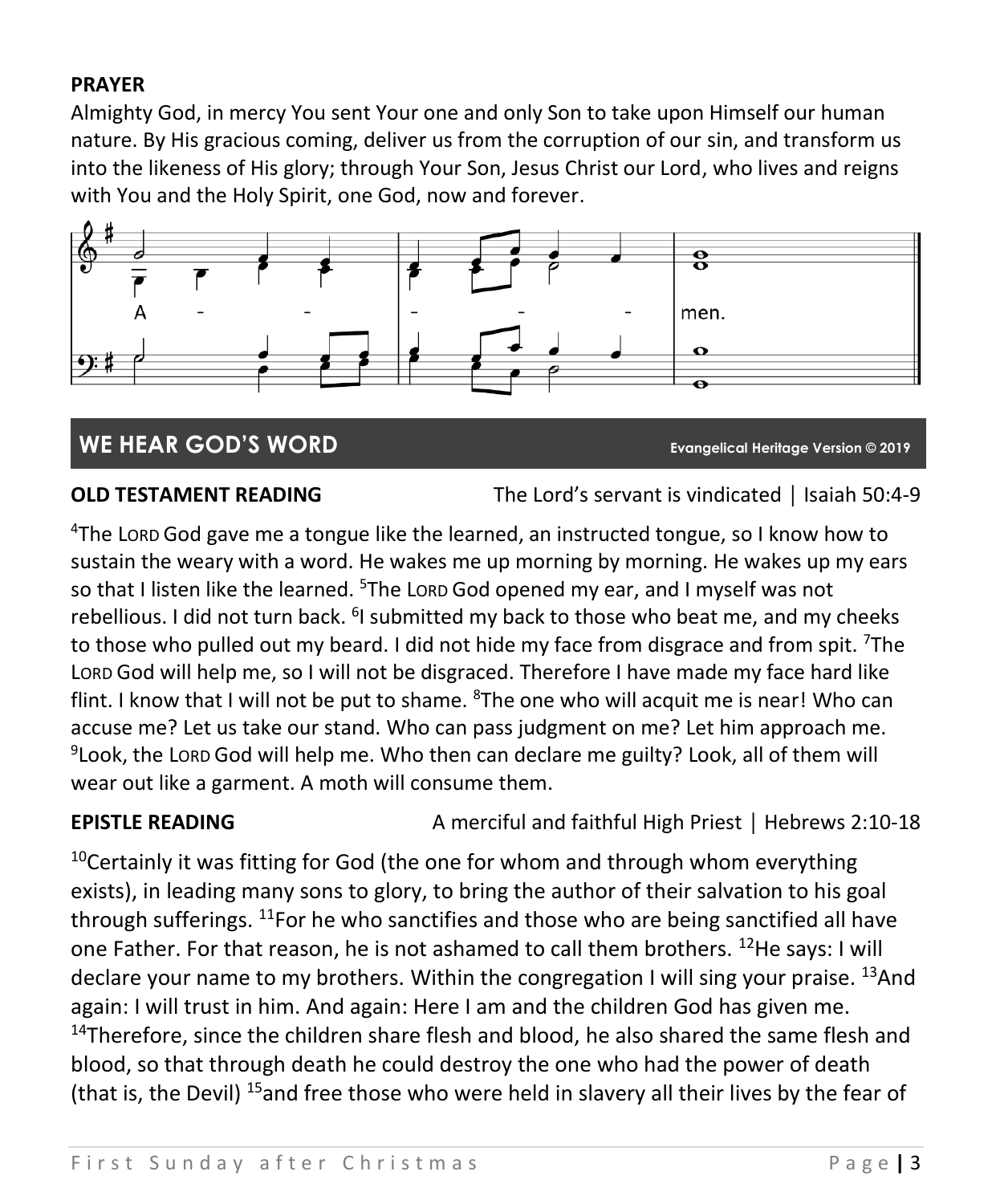**PRAYER**

Almighty God, in mercy You sent Your one and only Son to take upon Himself our human nature. By His gracious coming, deliver us from the corruption of our sin, and transform us into the likeness of His glory; through Your Son, Jesus Christ our Lord, who lives and reigns with You and the Holy Spirit, one God, now and forever.

A - - - - - men.

## WE HEAR GOD'S WORD

**Evangelical Heritage Version © 2019**

**OLD TESTAMENT READING** The Lord's servant is vindicated | Isaiah 50:4-9

[4]The LORD God gave me a tongue like the learned, an instructed tongue, so I know how to sustain the weary with a word. He wakes me up morning by morning. He wakes up my ears so that I listen like the learned. [5]The LORD God opened my ear, and I myself was not rebellious. I did not turn back. [6]I submitted my back to those who beat me, and my cheeks to those who pulled out my beard. I did not hide my face from disgrace and from spit. [7]The LORD God will help me, so I will not be disgraced. Therefore I have made my face hard like flint. I know that I will not be put to shame. [8]The one who will acquit me is near! Who can accuse me? Let us take our stand. Who can pass judgment on me? Let him approach me. [9]Look, the LORD God will help me. Who then can declare me guilty? Look, all of them will wear out like a garment. A moth will consume them.

**EPISTLE READING** A merciful and faithful High Priest | Hebrews 2:10-18

[10]Certainly it was fitting for God (the one for whom and through whom everything exists), in leading many sons to glory, to bring the author of their salvation to his goal through sufferings. [11]For he who sanctifies and those who are being sanctified all have one Father. For that reason, he is not ashamed to call them brothers. [12]He says: I will declare your name to my brothers. Within the congregation I will sing your praise. [13]And again: I will trust in him. And again: Here I am and the children God has given me. [14]Therefore, since the children share flesh and blood, he also shared the same flesh and blood, so that through death he could destroy the one who had the power of death (that is, the Devil) [15]and free those who were held in slavery all their lives by the fear of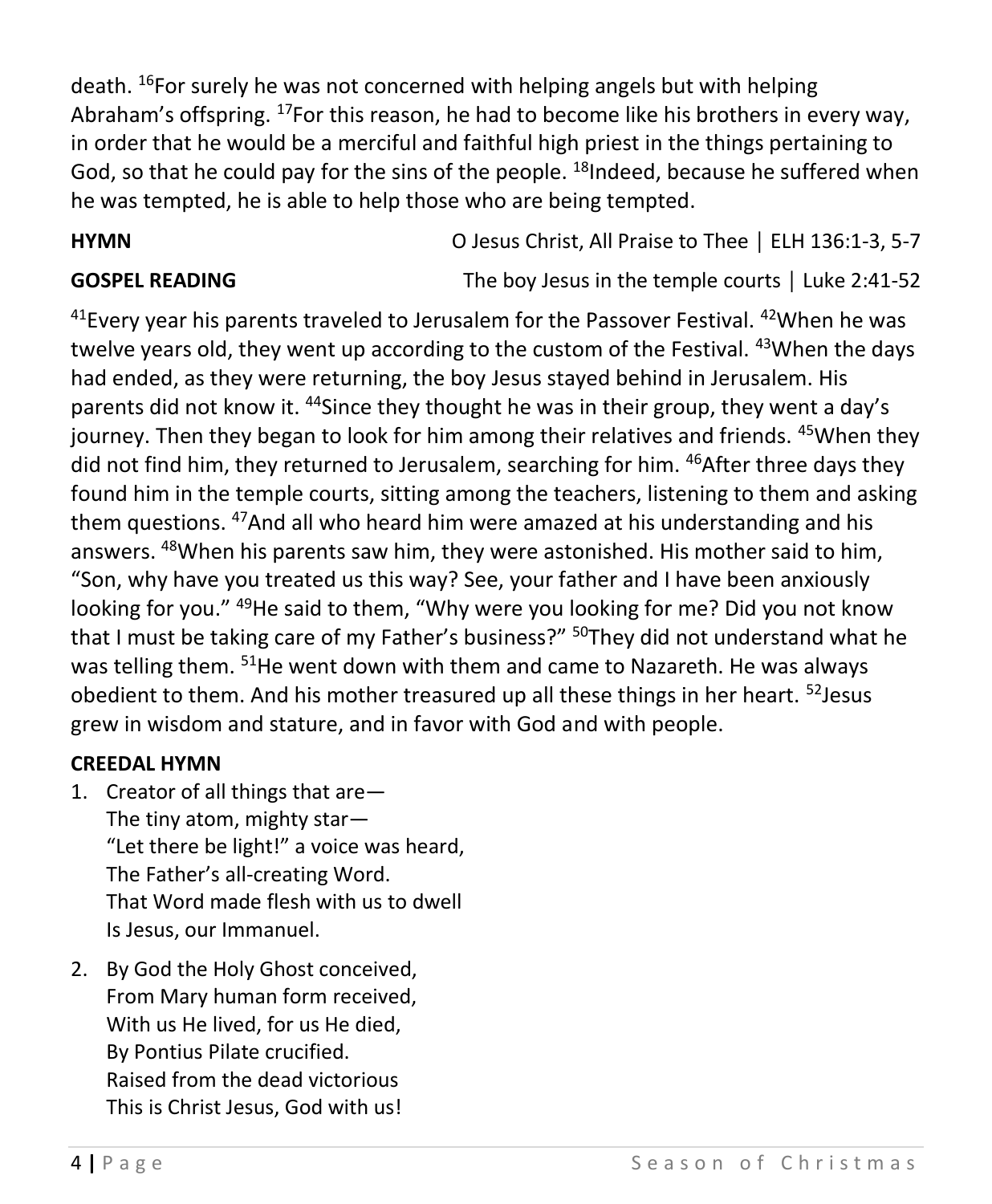death. [16]For surely he was not concerned with helping angels but with helping Abraham's offspring. [17]For this reason, he had to become like his brothers in every way, in order that he would be a merciful and faithful high priest in the things pertaining to God, so that he could pay for the sins of the people. [18]Indeed, because he suffered when he was tempted, he is able to help those who are being tempted.

**HYMN** O Jesus Christ, All Praise to Thee | ELH 136:1-3, 5-7

**GOSPEL READING** The boy Jesus in the temple courts | Luke 2:41-52

[41]Every year his parents traveled to Jerusalem for the Passover Festival. [42]When he was twelve years old, they went up according to the custom of the Festival. [43]When the days had ended, as they were returning, the boy Jesus stayed behind in Jerusalem. His parents did not know it. [44]Since they thought he was in their group, they went a day's journey. Then they began to look for him among their relatives and friends. [45]When they did not find him, they returned to Jerusalem, searching for him. [46]After three days they found him in the temple courts, sitting among the teachers, listening to them and asking them questions. [47]And all who heard him were amazed at his understanding and his answers. [48]When his parents saw him, they were astonished. His mother said to him, "Son, why have you treated us this way? See, your father and I have been anxiously looking for you." [49]He said to them, "Why were you looking for me? Did you not know that I must be taking care of my Father's business?" [50]They did not understand what he was telling them. [51]He went down with them and came to Nazareth. He was always obedient to them. And his mother treasured up all these things in her heart. [52]Jesus grew in wisdom and stature, and in favor with God and with people.

**CREEDAL HYMN**

1. Creator of all things that are—
   The tiny atom, mighty star—
   "Let there be light!" a voice was heard,
   The Father's all-creating Word.
   That Word made flesh with us to dwell
   Is Jesus, our Immanuel.

2. By God the Holy Ghost conceived,
   From Mary human form received,
   With us He lived, for us He died,
   By Pontius Pilate crucified.
   Raised from the dead victorious
   This is Christ Jesus, God with us!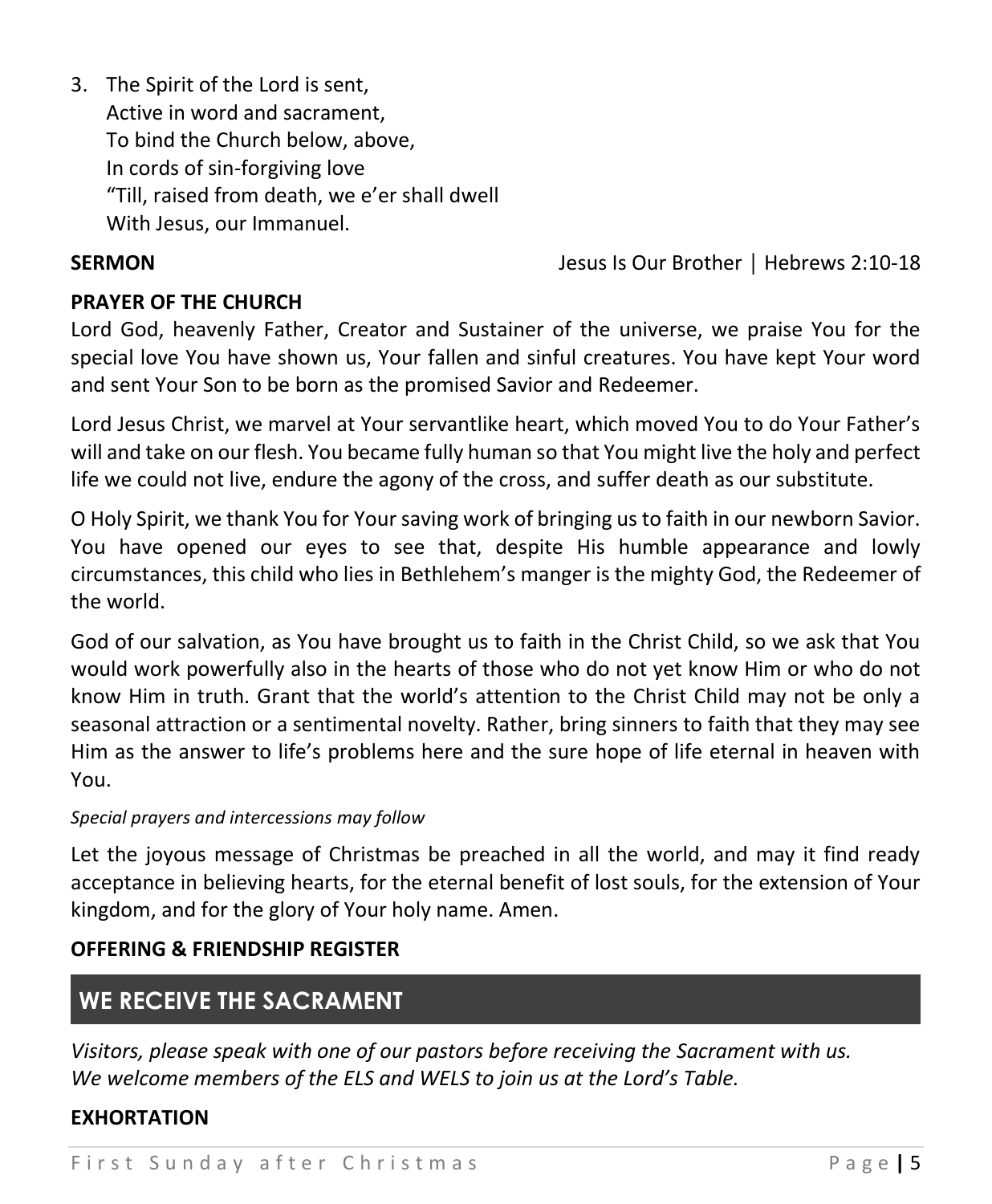3. The Spirit of the Lord is sent,
   Active in word and sacrament,
   To bind the Church below, above,
   In cords of sin-forgiving love
   "Till, raised from death, we e'er shall dwell
   With Jesus, our Immanuel.

**SERMON** Jesus Is Our Brother | Hebrews 2:10-18

**PRAYER OF THE CHURCH**

Lord God, heavenly Father, Creator and Sustainer of the universe, we praise You for the special love You have shown us, Your fallen and sinful creatures. You have kept Your word and sent Your Son to be born as the promised Savior and Redeemer.

Lord Jesus Christ, we marvel at Your servantlike heart, which moved You to do Your Father's will and take on our flesh. You became fully human so that You might live the holy and perfect life we could not live, endure the agony of the cross, and suffer death as our substitute.

O Holy Spirit, we thank You for Your saving work of bringing us to faith in our newborn Savior. You have opened our eyes to see that, despite His humble appearance and lowly circumstances, this child who lies in Bethlehem's manger is the mighty God, the Redeemer of the world.

God of our salvation, as You have brought us to faith in the Christ Child, so we ask that You would work powerfully also in the hearts of those who do not yet know Him or who do not know Him in truth. Grant that the world's attention to the Christ Child may not be only a seasonal attraction or a sentimental novelty. Rather, bring sinners to faith that they may see Him as the answer to life's problems here and the sure hope of life eternal in heaven with You.

*Special prayers and intercessions may follow*

Let the joyous message of Christmas be preached in all the world, and may it find ready acceptance in believing hearts, for the eternal benefit of lost souls, for the extension of Your kingdom, and for the glory of Your holy name. Amen.

**OFFERING & FRIENDSHIP REGISTER**

## WE RECEIVE THE SACRAMENT

*Visitors, please speak with one of our pastors before receiving the Sacrament with us.*
*We welcome members of the ELS and WELS to join us at the Lord's Table.*

**EXHORTATION**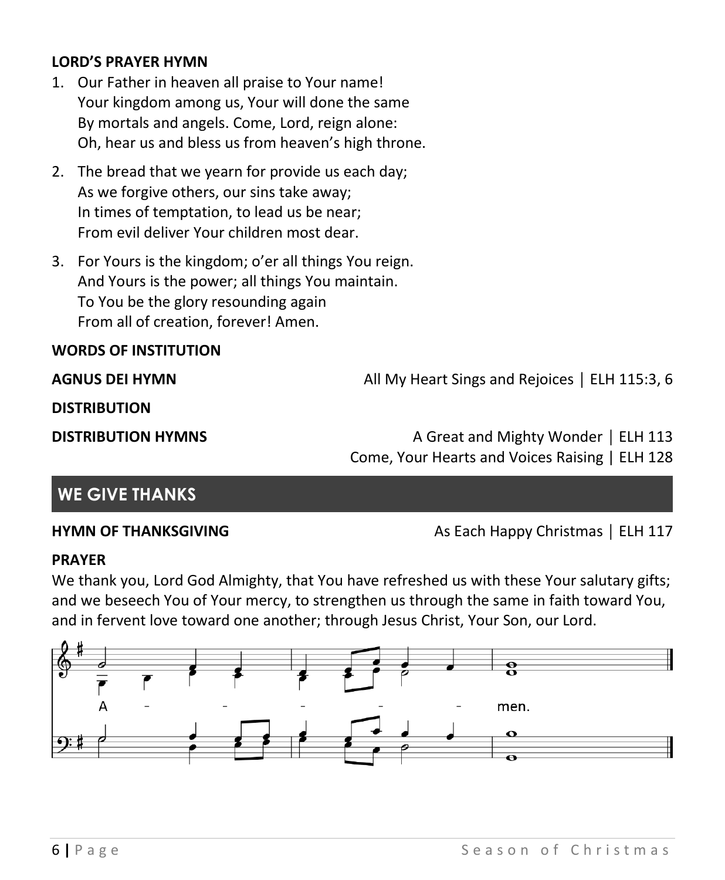**LORD'S PRAYER HYMN**

1. Our Father in heaven all praise to Your name!
   Your kingdom among us, Your will done the same
   By mortals and angels. Come, Lord, reign alone:
   Oh, hear us and bless us from heaven's high throne.

2. The bread that we yearn for provide us each day;
   As we forgive others, our sins take away;
   In times of temptation, to lead us be near;
   From evil deliver Your children most dear.

3. For Yours is the kingdom; o'er all things You reign.
   And Yours is the power; all things You maintain.
   To You be the glory resounding again
   From all of creation, forever! Amen.

**WORDS OF INSTITUTION**

**AGNUS DEI HYMN** All My Heart Sings and Rejoices | ELH 115:3, 6

**DISTRIBUTION**

**DISTRIBUTION HYMNS** A Great and Mighty Wonder | ELH 113
Come, Your Hearts and Voices Raising | ELH 128

## WE GIVE THANKS

**HYMN OF THANKSGIVING** As Each Happy Christmas | ELH 117

**PRAYER**

We thank you, Lord God Almighty, that You have refreshed us with these Your salutary gifts; and we beseech You of Your mercy, to strengthen us through the same in faith toward You, and in fervent love toward one another; through Jesus Christ, Your Son, our Lord.

A - - - - - men.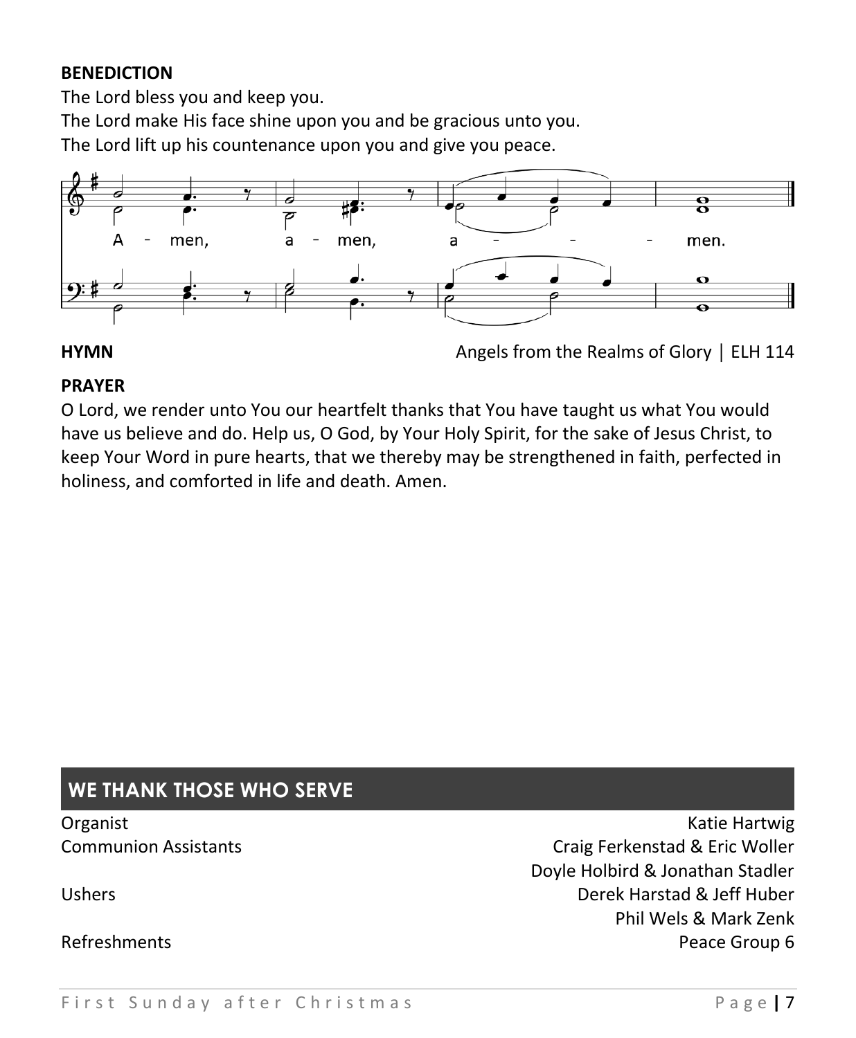**BENEDICTION**

The Lord bless you and keep you.
The Lord make His face shine upon you and be gracious unto you.
The Lord lift up his countenance upon you and give you peace.

A - men, a - men, a - - - men.

**HYMN** Angels from the Realms of Glory | ELH 114

**PRAYER**

O Lord, we render unto You our heartfelt thanks that You have taught us what You would have us believe and do. Help us, O God, by Your Holy Spirit, for the sake of Jesus Christ, to keep Your Word in pure hearts, that we thereby may be strengthened in faith, perfected in holiness, and comforted in life and death. Amen.

## WE THANK THOSE WHO SERVE

| | |
|---|---|
| Organist | Katie Hartwig |
| Communion Assistants | Craig Ferkenstad & Eric Woller |
| | Doyle Holbird & Jonathan Stadler |
| Ushers | Derek Harstad & Jeff Huber |
| | Phil Wels & Mark Zenk |
| Refreshments | Peace Group 6 |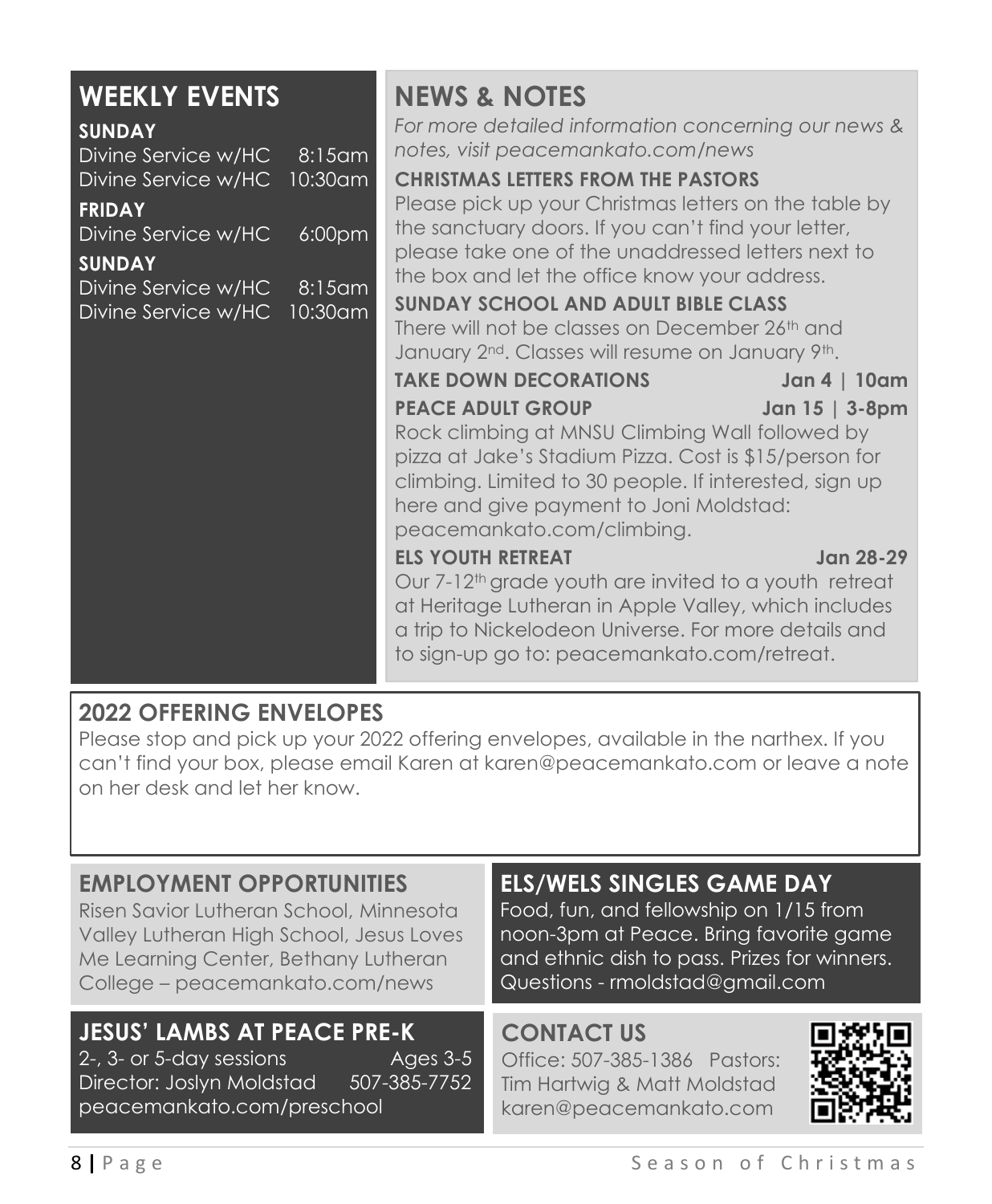## WEEKLY EVENTS

**SUNDAY**

Divine Service w/HC 8:15am
Divine Service w/HC 10:30am

**FRIDAY**

Divine Service w/HC 6:00pm

**SUNDAY**

Divine Service w/HC 8:15am
Divine Service w/HC 10:30am

## NEWS & NOTES

*For more detailed information concerning our news & notes, visit peacemankato.com/news*

**CHRISTMAS LETTERS FROM THE PASTORS**

Please pick up your Christmas letters on the table by the sanctuary doors. If you can't find your letter, please take one of the unaddressed letters next to the box and let the office know your address.

**SUNDAY SCHOOL AND ADULT BIBLE CLASS**

There will not be classes on December 26th and January 2nd. Classes will resume on January 9th.

**TAKE DOWN DECORATIONS** **Jan 4 | 10am**

**PEACE ADULT GROUP** **Jan 15 | 3-8pm**

Rock climbing at MNSU Climbing Wall followed by pizza at Jake's Stadium Pizza. Cost is $15/person for climbing. Limited to 30 people. If interested, sign up here and give payment to Joni Moldstad: peacemankato.com/climbing.

**ELS YOUTH RETREAT** **Jan 28-29**

Our 7-12th grade youth are invited to a youth retreat at Heritage Lutheran in Apple Valley, which includes a trip to Nickelodeon Universe. For more details and to sign-up go to: peacemankato.com/retreat.

## 2022 OFFERING ENVELOPES

Please stop and pick up your 2022 offering envelopes, available in the narthex. If you can't find your box, please email Karen at karen@peacemankato.com or leave a note on her desk and let her know.

## EMPLOYMENT OPPORTUNITIES

Risen Savior Lutheran School, Minnesota Valley Lutheran High School, Jesus Loves Me Learning Center, Bethany Lutheran College – peacemankato.com/news

## ELS/WELS SINGLES GAME DAY

Food, fun, and fellowship on 1/15 from noon-3pm at Peace. Bring favorite game and ethnic dish to pass. Prizes for winners. Questions - rmoldstad@gmail.com

## JESUS' LAMBS AT PEACE PRE-K

2-, 3- or 5-day sessions Ages 3-5
Director: Joslyn Moldstad 507-385-7752
peacemankato.com/preschool

## CONTACT US

Office: 507-385-1386 Pastors: Tim Hartwig & Matt Moldstad
karen@peacemankato.com